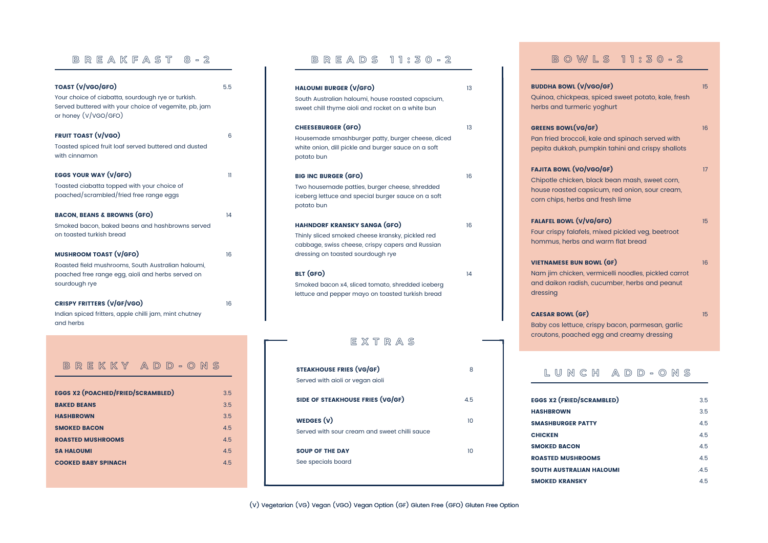## BREAKFAST 8-2

**TOAST (V/VGO/GFO)** 5.5
Your choice of ciabatta, sourdough rye or turkish. Served buttered with your choice of vegemite, pb, jam or honey (V/VGO/GFO)

**FRUIT TOAST (V/VGO)** 6
Toasted spiced fruit loaf served buttered and dusted with cinnamon

**EGGS YOUR WAY (V/GFO)** 11
Toasted ciabatta topped with your choice of poached/scrambled/fried free range eggs

**BACON, BEANS & BROWNS (GFO)** 14
Smoked bacon, baked beans and hashbrowns served on toasted turkish bread

**MUSHROOM TOAST (V/GFO)** 16
Roasted field mushrooms, South Australian haloumi, poached free range egg, aioli and herbs served on sourdough rye

**CRISPY FRITTERS (V/GF/VGO)** 16
Indian spiced fritters, apple chilli jam, mint chutney and herbs

## BREKKY ADD-ONS

| | |
|---|---|
| **EGGS X2 (POACHED/FRIED/SCRAMBLED)** | 3.5 |
| **BAKED BEANS** | 3.5 |
| **HASHBROWN** | 3.5 |
| **SMOKED BACON** | 4.5 |
| **ROASTED MUSHROOMS** | 4.5 |
| **SA HALOUMI** | 4.5 |
| **COOKED BABY SPINACH** | 4.5 |

## BREADS 11:30-2

**HALOUMI BURGER (V/GFO)** 13
South Australian haloumi, house roasted capsicum, sweet chill thyme aioli and rocket on a white bun

**CHEESEBURGER (GFO)** 13
Housemade smashburger patty, burger cheese, diced white onion, dill pickle and burger sauce on a soft potato bun

**BIG INC BURGER (GFO)** 16
Two housemade patties, burger cheese, shredded iceberg lettuce and special burger sauce on a soft potato bun

**HAHNDORF KRANSKY SANGA (GFO)** 16
Thinly sliced smoked cheese kransky, pickled red cabbage, swiss cheese, crispy capers and Russian dressing on toasted sourdough rye

**BLT (GFO)** 14
Smoked bacon x4, sliced tomato, shredded iceberg lettuce and pepper mayo on toasted turkish bread

## EXTRAS

**STEAKHOUSE FRIES (VG/GF)** 8
Served with aioli or vegan aioli

**SIDE OF STEAKHOUSE FRIES (VG/GF)** 4.5

**WEDGES (V)** 10
Served with sour cream and sweet chilli sauce

**SOUP OF THE DAY** 10
See specials board

## BOWLS 11:30-2

**BUDDHA BOWL (V/VGO/GF)** 15
Quinoa, chickpeas, spiced sweet potato, kale, fresh herbs and turmeric yoghurt

**GREENS BOWL(VG/GF)** 16
Pan fried broccoli, kale and spinach served with pepita dukkah, pumpkin tahini and crispy shallots

**FAJITA BOWL (VO/VGO/GF)** 17
Chipotle chicken, black bean mash, sweet corn, house roasted capsicum, red onion, sour cream, corn chips, herbs and fresh lime

**FALAFEL BOWL (V/VG/GFO)** 15
Four crispy falafels, mixed pickled veg, beetroot hommus, herbs and warm flat bread

**VIETNAMESE BUN BOWL (GF)** 16
Nam jim chicken, vermicelli noodles, pickled carrot and daikon radish, cucumber, herbs and peanut dressing

**CAESAR BOWL (GF)** 15
Baby cos lettuce, crispy bacon, parmesan, garlic croutons, poached egg and creamy dressing

## LUNCH ADD-ONS

| | |
|---|---|
| **EGGS X2 (FRIED/SCRAMBLED)** | 3.5 |
| **HASHBROWN** | 3.5 |
| **SMASHBURGER PATTY** | 4.5 |
| **CHICKEN** | 4.5 |
| **SMOKED BACON** | 4.5 |
| **ROASTED MUSHROOMS** | 4.5 |
| **SOUTH AUSTRALIAN HALOUMI** | .4.5 |
| **SMOKED KRANSKY** | 4.5 |

(V) Vegetarian (VG) Vegan (VGO) Vegan Option (GF) Gluten Free (GFO) Gluten Free Option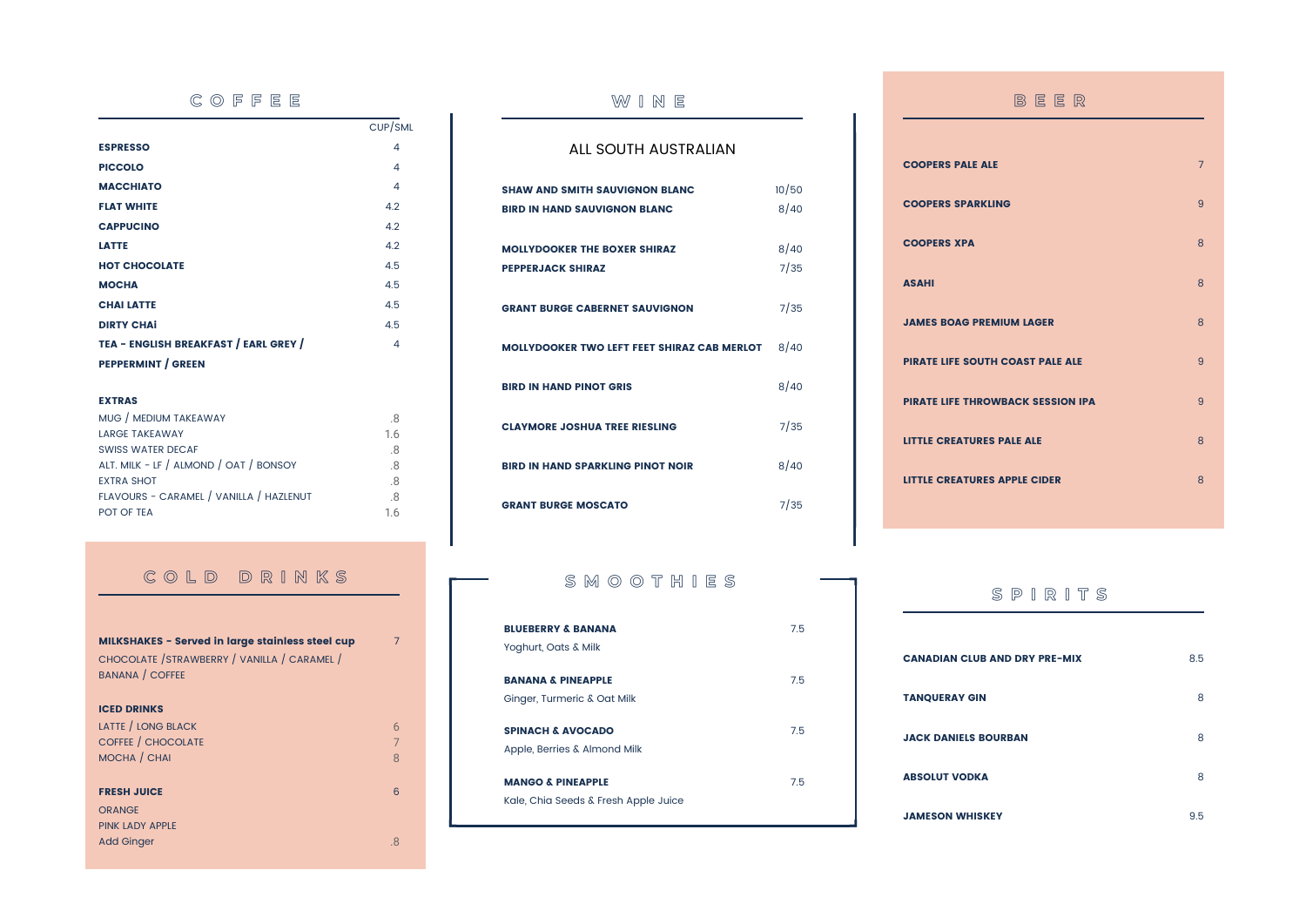## COFFEE

| | CUP/SML |
|---|---|
| **ESPRESSO** | 4 |
| **PICCOLO** | 4 |
| **MACCHIATO** | 4 |
| **FLAT WHITE** | 4.2 |
| **CAPPUCINO** | 4.2 |
| **LATTE** | 4.2 |
| **HOT CHOCOLATE** | 4.5 |
| **MOCHA** | 4.5 |
| **CHAI LATTE** | 4.5 |
| **DIRTY CHAi** | 4.5 |
| **TEA - ENGLISH BREAKFAST / EARL GREY / PEPPERMINT / GREEN** | 4 |

**EXTRAS**

| | |
|---|---|
| MUG / MEDIUM TAKEAWAY | .8 |
| LARGE TAKEAWAY | 1.6 |
| SWISS WATER DECAF | .8 |
| ALT. MILK - LF / ALMOND / OAT / BONSOY | .8 |
| EXTRA SHOT | .8 |
| FLAVOURS - CARAMEL / VANILLA / HAZLENUT | .8 |
| POT OF TEA | 1.6 |

## COLD DRINKS

**MILKSHAKES - Served in large stainless steel cup** 7
CHOCOLATE /STRAWBERRY / VANILLA / CARAMEL / BANANA / COFFEE

**ICED DRINKS**

| | |
|---|---|
| LATTE / LONG BLACK | 6 |
| COFFEE / CHOCOLATE | 7 |
| MOCHA / CHAI | 8 |

**FRESH JUICE** 6
ORANGE
PINK LADY APPLE
Add Ginger .8

## WINE

ALL SOUTH AUSTRALIAN

| | |
|---|---|
| **SHAW AND SMITH SAUVIGNON BLANC** | 10/50 |
| **BIRD IN HAND SAUVIGNON BLANC** | 8/40 |
| **MOLLYDOOKER THE BOXER SHIRAZ** | 8/40 |
| **PEPPERJACK SHIRAZ** | 7/35 |
| **GRANT BURGE CABERNET SAUVIGNON** | 7/35 |
| **MOLLYDOOKER TWO LEFT FEET SHIRAZ CAB MERLOT** | 8/40 |
| **BIRD IN HAND PINOT GRIS** | 8/40 |
| **CLAYMORE JOSHUA TREE RIESLING** | 7/35 |
| **BIRD IN HAND SPARKLING PINOT NOIR** | 8/40 |
| **GRANT BURGE MOSCATO** | 7/35 |

## SMOOTHIES

**BLUEBERRY & BANANA** 7.5
Yoghurt, Oats & Milk

**BANANA & PINEAPPLE** 7.5
Ginger, Turmeric & Oat Milk

**SPINACH & AVOCADO** 7.5
Apple, Berries & Almond Milk

**MANGO & PINEAPPLE** 7.5
Kale, Chia Seeds & Fresh Apple Juice

## BEER

| | |
|---|---|
| **COOPERS PALE ALE** | 7 |
| **COOPERS SPARKLING** | 9 |
| **COOPERS XPA** | 8 |
| **ASAHI** | 8 |
| **JAMES BOAG PREMIUM LAGER** | 8 |
| **PIRATE LIFE SOUTH COAST PALE ALE** | 9 |
| **PIRATE LIFE THROWBACK SESSION IPA** | 9 |
| **LITTLE CREATURES PALE ALE** | 8 |
| **LITTLE CREATURES APPLE CIDER** | 8 |

## SPIRITS

| | |
|---|---|
| **CANADIAN CLUB AND DRY PRE-MIX** | 8.5 |
| **TANQUERAY GIN** | 8 |
| **JACK DANIELS BOURBAN** | 8 |
| **ABSOLUT VODKA** | 8 |
| **JAMESON WHISKEY** | 9.5 |